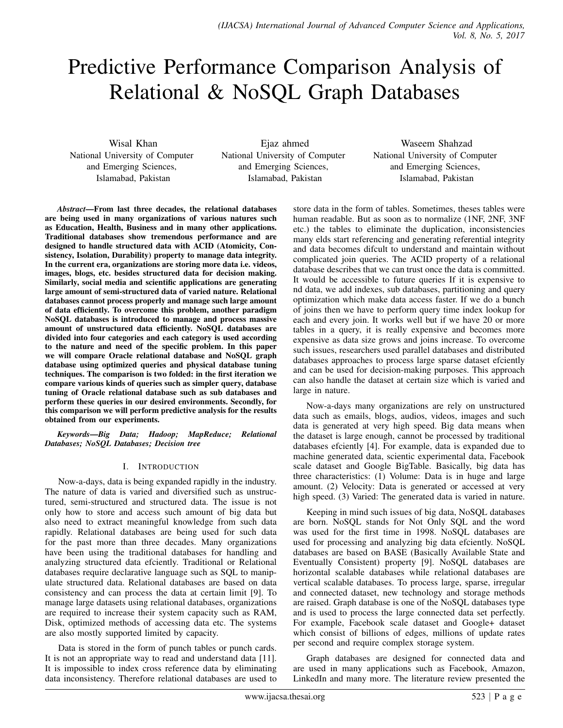# Predictive Performance Comparison Analysis of Relational & NoSQL Graph Databases

Wisal Khan
National University of Computer and Emerging Sciences, Islamabad, Pakistan

Ejaz ahmed
National University of Computer and Emerging Sciences, Islamabad, Pakistan

Waseem Shahzad
National University of Computer and Emerging Sciences, Islamabad, Pakistan

***Abstract*—From last three decades, the relational databases are being used in many organizations of various natures such as Education, Health, Business and in many other applications. Traditional databases show tremendous performance and are designed to handle structured data with ACID (Atomicity, Consistency, Isolation, Durability) property to manage data integrity. In the current era, organizations are storing more data i.e. videos, images, blogs, etc. besides structured data for decision making. Similarly, social media and scientific applications are generating large amount of semi-structured data of varied nature. Relational databases cannot process properly and manage such large amount of data efficiently. To overcome this problem, another paradigm NoSQL databases is introduced to manage and process massive amount of unstructured data efficiently. NoSQL databases are divided into four categories and each category is used according to the nature and need of the specific problem. In this paper we will compare Oracle relational database and NoSQL graph database using optimized queries and physical database tuning techniques. The comparison is two folded: in the first iteration we compare various kinds of queries such as simpler query, database tuning of Oracle relational database such as sub databases and perform these queries in our desired environments. Secondly, for this comparison we will perform predictive analysis for the results obtained from our experiments.**

***Keywords*—Big Data; Hadoop; MapReduce; Relational Databases; NoSQL Databases; Decision tree**

## I. Introduction

Now-a-days, data is being expanded rapidly in the industry. The nature of data is varied and diversified such as unstructured, semi-structured and structured data. The issue is not only how to store and access such amount of big data but also need to extract meaningful knowledge from such data rapidly. Relational databases are being used for such data for the past more than three decades. Many organizations have been using the traditional databases for handling and analyzing structured data efciently. Traditional or Relational databases require declarative language such as SQL to manipulate structured data. Relational databases are based on data consistency and can process the data at certain limit [9]. To manage large datasets using relational databases, organizations are required to increase their system capacity such as RAM, Disk, optimized methods of accessing data etc. The systems are also mostly supported limited by capacity.

Data is stored in the form of punch tables or punch cards. It is not an appropriate way to read and understand data [11]. It is impossible to index cross reference data by eliminating data inconsistency. Therefore relational databases are used to store data in the form of tables. Sometimes, theses tables were human readable. But as soon as to normalize (1NF, 2NF, 3NF etc.) the tables to eliminate the duplication, inconsistencies many elds start referencing and generating referential integrity and data becomes difcult to understand and maintain without complicated join queries. The ACID property of a relational database describes that we can trust once the data is committed. It would be accessible to future queries If it is expensive to nd data, we add indexes, sub databases, partitioning and query optimization which make data access faster. If we do a bunch of joins then we have to perform query time index lookup for each and every join. It works well but if we have 20 or more tables in a query, it is really expensive and becomes more expensive as data size grows and joins increase. To overcome such issues, researchers used parallel databases and distributed databases approaches to process large sparse dataset efciently and can be used for decision-making purposes. This approach can also handle the dataset at certain size which is varied and large in nature.

Now-a-days many organizations are rely on unstructured data such as emails, blogs, audios, videos, images and such data is generated at very high speed. Big data means when the dataset is large enough, cannot be processed by traditional databases efciently [4]. For example, data is expanded due to machine generated data, scientic experimental data, Facebook scale dataset and Google BigTable. Basically, big data has three characteristics: (1) Volume: Data is in huge and large amount. (2) Velocity: Data is generated or accessed at very high speed. (3) Varied: The generated data is varied in nature.

Keeping in mind such issues of big data, NoSQL databases are born. NoSQL stands for Not Only SQL and the word was used for the first time in 1998. NoSQL databases are used for processing and analyzing big data efciently. NoSQL databases are based on BASE (Basically Available State and Eventually Consistent) property [9]. NoSQL databases are horizontal scalable databases while relational databases are vertical scalable databases. To process large, sparse, irregular and connected dataset, new technology and storage methods are raised. Graph database is one of the NoSQL databases type and is used to process the large connected data set perfectly. For example, Facebook scale dataset and Google+ dataset which consist of billions of edges, millions of update rates per second and require complex storage system.

Graph databases are designed for connected data and are used in many applications such as Facebook, Amazon, LinkedIn and many more. The literature review presented the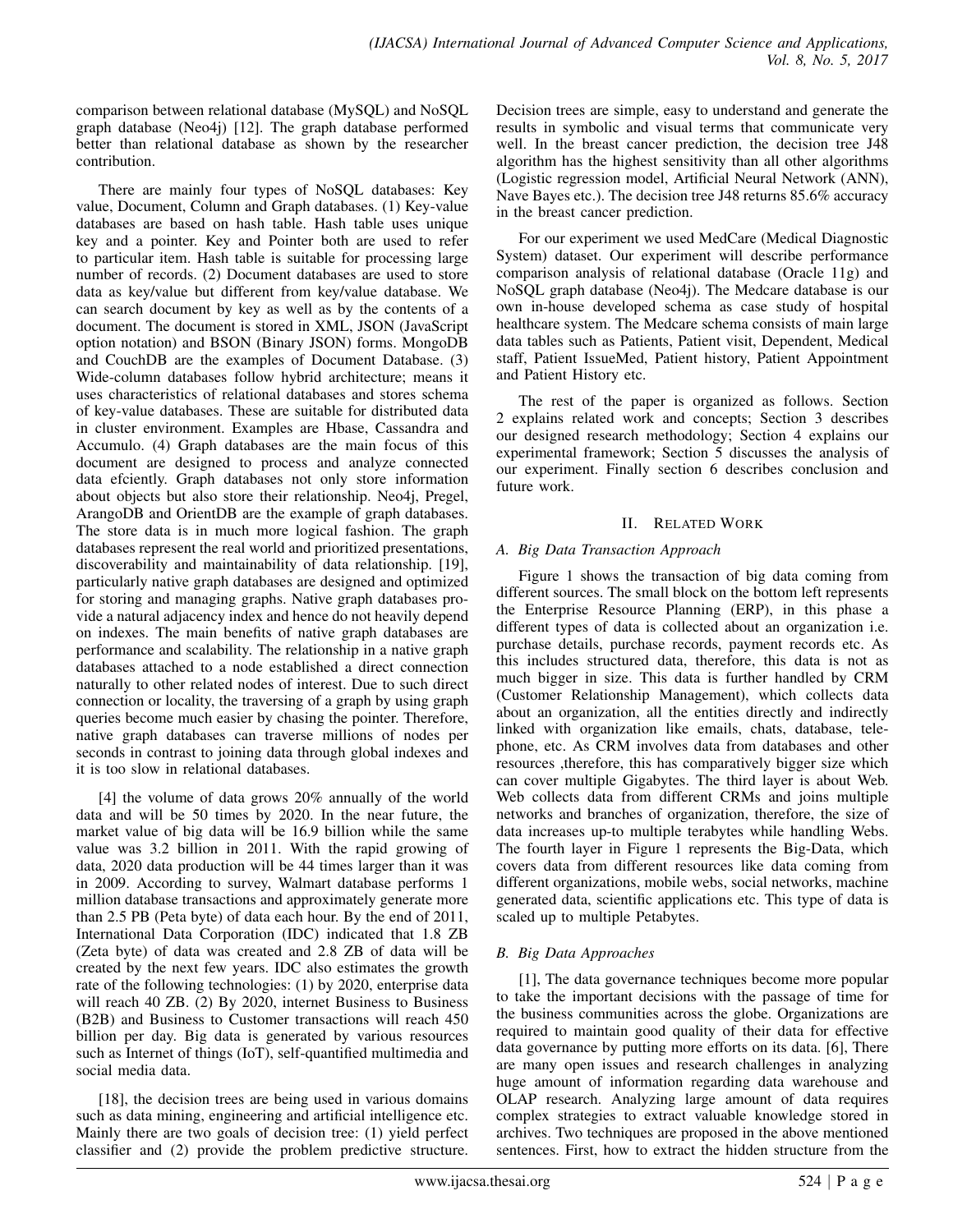comparison between relational database (MySQL) and NoSQL graph database (Neo4j) [12]. The graph database performed better than relational database as shown by the researcher contribution.

There are mainly four types of NoSQL databases: Key value, Document, Column and Graph databases. (1) Key-value databases are based on hash table. Hash table uses unique key and a pointer. Key and Pointer both are used to refer to particular item. Hash table is suitable for processing large number of records. (2) Document databases are used to store data as key/value but different from key/value database. We can search document by key as well as by the contents of a document. The document is stored in XML, JSON (JavaScript option notation) and BSON (Binary JSON) forms. MongoDB and CouchDB are the examples of Document Database. (3) Wide-column databases follow hybrid architecture; means it uses characteristics of relational databases and stores schema of key-value databases. These are suitable for distributed data in cluster environment. Examples are Hbase, Cassandra and Accumulo. (4) Graph databases are the main focus of this document are designed to process and analyze connected data efciently. Graph databases not only store information about objects but also store their relationship. Neo4j, Pregel, ArangoDB and OrientDB are the example of graph databases. The store data is in much more logical fashion. The graph databases represent the real world and prioritized presentations, discoverability and maintainability of data relationship. [19], particularly native graph databases are designed and optimized for storing and managing graphs. Native graph databases provide a natural adjacency index and hence do not heavily depend on indexes. The main benefits of native graph databases are performance and scalability. The relationship in a native graph databases attached to a node established a direct connection naturally to other related nodes of interest. Due to such direct connection or locality, the traversing of a graph by using graph queries become much easier by chasing the pointer. Therefore, native graph databases can traverse millions of nodes per seconds in contrast to joining data through global indexes and it is too slow in relational databases.

[4] the volume of data grows 20% annually of the world data and will be 50 times by 2020. In the near future, the market value of big data will be 16.9 billion while the same value was 3.2 billion in 2011. With the rapid growing of data, 2020 data production will be 44 times larger than it was in 2009. According to survey, Walmart database performs 1 million database transactions and approximately generate more than 2.5 PB (Peta byte) of data each hour. By the end of 2011, International Data Corporation (IDC) indicated that 1.8 ZB (Zeta byte) of data was created and 2.8 ZB of data will be created by the next few years. IDC also estimates the growth rate of the following technologies: (1) by 2020, enterprise data will reach 40 ZB. (2) By 2020, internet Business to Business (B2B) and Business to Customer transactions will reach 450 billion per day. Big data is generated by various resources such as Internet of things (IoT), self-quantified multimedia and social media data.

[18], the decision trees are being used in various domains such as data mining, engineering and artificial intelligence etc. Mainly there are two goals of decision tree: (1) yield perfect classifier and (2) provide the problem predictive structure. Decision trees are simple, easy to understand and generate the results in symbolic and visual terms that communicate very well. In the breast cancer prediction, the decision tree J48 algorithm has the highest sensitivity than all other algorithms (Logistic regression model, Artificial Neural Network (ANN), Nave Bayes etc.). The decision tree J48 returns 85.6% accuracy in the breast cancer prediction.

For our experiment we used MedCare (Medical Diagnostic System) dataset. Our experiment will describe performance comparison analysis of relational database (Oracle 11g) and NoSQL graph database (Neo4j). The Medcare database is our own in-house developed schema as case study of hospital healthcare system. The Medcare schema consists of main large data tables such as Patients, Patient visit, Dependent, Medical staff, Patient IssueMed, Patient history, Patient Appointment and Patient History etc.

The rest of the paper is organized as follows. Section 2 explains related work and concepts; Section 3 describes our designed research methodology; Section 4 explains our experimental framework; Section 5 discusses the analysis of our experiment. Finally section 6 describes conclusion and future work.

## II. Related Work

### A. Big Data Transaction Approach

Figure 1 shows the transaction of big data coming from different sources. The small block on the bottom left represents the Enterprise Resource Planning (ERP), in this phase a different types of data is collected about an organization i.e. purchase details, purchase records, payment records etc. As this includes structured data, therefore, this data is not as much bigger in size. This data is further handled by CRM (Customer Relationship Management), which collects data about an organization, all the entities directly and indirectly linked with organization like emails, chats, database, telephone, etc. As CRM involves data from databases and other resources ,therefore, this has comparatively bigger size which can cover multiple Gigabytes. The third layer is about Web. Web collects data from different CRMs and joins multiple networks and branches of organization, therefore, the size of data increases up-to multiple terabytes while handling Webs. The fourth layer in Figure 1 represents the Big-Data, which covers data from different resources like data coming from different organizations, mobile webs, social networks, machine generated data, scientific applications etc. This type of data is scaled up to multiple Petabytes.

### B. Big Data Approaches

[1], The data governance techniques become more popular to take the important decisions with the passage of time for the business communities across the globe. Organizations are required to maintain good quality of their data for effective data governance by putting more efforts on its data. [6], There are many open issues and research challenges in analyzing huge amount of information regarding data warehouse and OLAP research. Analyzing large amount of data requires complex strategies to extract valuable knowledge stored in archives. Two techniques are proposed in the above mentioned sentences. First, how to extract the hidden structure from the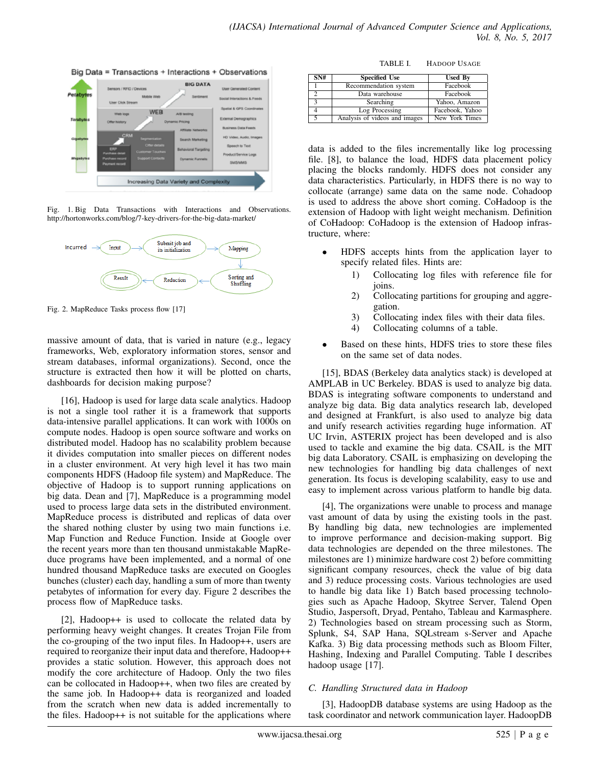Fig. 1. Big Data Transactions with Interactions and Observations. http://hortonworks.com/blog/7-key-drivers-for-the-big-data-market/

Fig. 2. MapReduce Tasks process flow [17]

massive amount of data, that is varied in nature (e.g., legacy frameworks, Web, exploratory information stores, sensor and stream databases, informal organizations). Second, once the structure is extracted then how it will be plotted on charts, dashboards for decision making purpose?

[16], Hadoop is used for large data scale analytics. Hadoop is not a single tool rather it is a framework that supports data-intensive parallel applications. It can work with 1000s on compute nodes. Hadoop is open source software and works on distributed model. Hadoop has no scalability problem because it divides computation into smaller pieces on different nodes in a cluster environment. At very high level it has two main components HDFS (Hadoop file system) and MapReduce. The objective of Hadoop is to support running applications on big data. Dean and [7], MapReduce is a programming model used to process large data sets in the distributed environment. MapReduce process is distributed and replicas of data over the shared nothing cluster by using two main functions i.e. Map Function and Reduce Function. Inside at Google over the recent years more than ten thousand unmistakable MapReduce programs have been implemented, and a normal of one hundred thousand MapReduce tasks are executed on Googles bunches (cluster) each day, handling a sum of more than twenty petabytes of information for every day. Figure 2 describes the process flow of MapReduce tasks.

[2], Hadoop++ is used to collocate the related data by performing heavy weight changes. It creates Trojan File from the co-grouping of the two input files. In Hadoop++, users are required to reorganize their input data and therefore, Hadoop++ provides a static solution. However, this approach does not modify the core architecture of Hadoop. Only the two files can be collocated in Hadoop++, when two files are created by the same job. In Hadoop++ data is reorganized and loaded from the scratch when new data is added incrementally to the files. Hadoop++ is not suitable for the applications where

TABLE I. HADOOP USAGE

| SN# | Specified Use | Used By |
|---|---|---|
| 1 | Recommendation system | Facebook |
| 2 | Data warehouse | Facebook |
| 3 | Searching | Yahoo, Amazon |
| 4 | Log Processing | Facebook, Yahoo |
| 5 | Analysis of videos and images | New York Times |

data is added to the files incrementally like log processing file. [8], to balance the load, HDFS data placement policy placing the blocks randomly. HDFS does not consider any data characteristics. Particularly, in HDFS there is no way to collocate (arrange) same data on the same node. Cohadoop is used to address the above short coming. CoHadoop is the extension of Hadoop with light weight mechanism. Definition of CoHadoop: CoHadoop is the extension of Hadoop infrastructure, where:

- HDFS accepts hints from the application layer to specify related files. Hints are:
  1) Collocating log files with reference file for joins.
  2) Collocating partitions for grouping and aggregation.
  3) Collocating index files with their data files.
  4) Collocating columns of a table.
- Based on these hints, HDFS tries to store these files on the same set of data nodes.

[15], BDAS (Berkeley data analytics stack) is developed at AMPLAB in UC Berkeley. BDAS is used to analyze big data. BDAS is integrating software components to understand and analyze big data. Big data analytics research lab, developed and designed at Frankfurt, is also used to analyze big data and unify research activities regarding huge information. AT UC Irvin, ASTERIX project has been developed and is also used to tackle and examine the big data. CSAIL is the MIT big data Laboratory. CSAIL is emphasizing on developing the new technologies for handling big data challenges of next generation. Its focus is developing scalability, easy to use and easy to implement across various platform to handle big data.

[4], The organizations were unable to process and manage vast amount of data by using the existing tools in the past. By handling big data, new technologies are implemented to improve performance and decision-making support. Big data technologies are depended on the three milestones. The milestones are 1) minimize hardware cost 2) before committing significant company resources, check the value of big data and 3) reduce processing costs. Various technologies are used to handle big data like 1) Batch based processing technologies such as Apache Hadoop, Skytree Server, Talend Open Studio, Jaspersoft, Dryad, Pentaho, Tableau and Karmasphere. 2) Technologies based on stream processing such as Storm, Splunk, S4, SAP Hana, SQLstream s-Server and Apache Kafka. 3) Big data processing methods such as Bloom Filter, Hashing, Indexing and Parallel Computing. Table I describes hadoop usage [17].

### *C. Handling Structured data in Hadoop*

[3], HadoopDB database systems are using Hadoop as the task coordinator and network communication layer. HadoopDB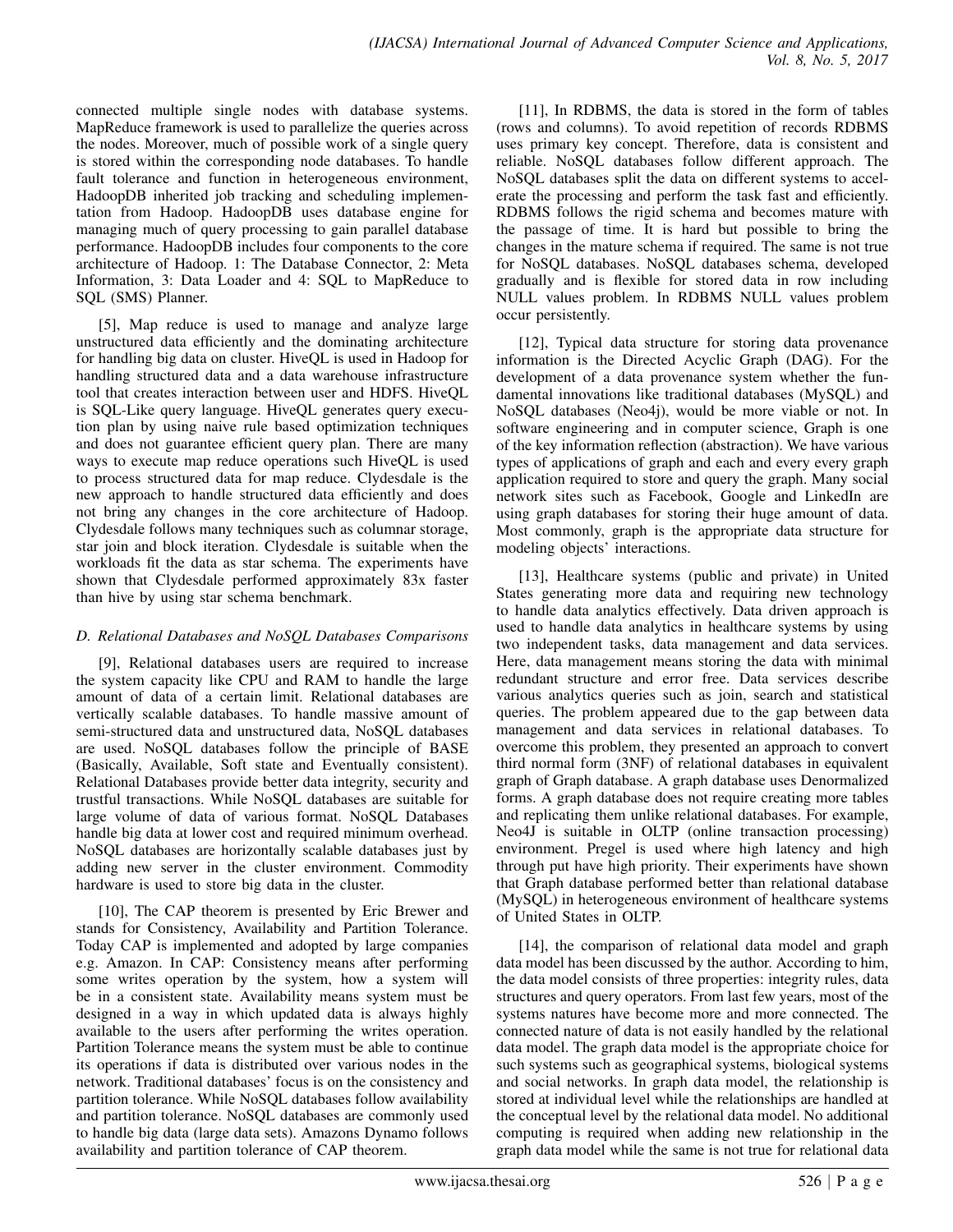connected multiple single nodes with database systems. MapReduce framework is used to parallelize the queries across the nodes. Moreover, much of possible work of a single query is stored within the corresponding node databases. To handle fault tolerance and function in heterogeneous environment, HadoopDB inherited job tracking and scheduling implementation from Hadoop. HadoopDB uses database engine for managing much of query processing to gain parallel database performance. HadoopDB includes four components to the core architecture of Hadoop. 1: The Database Connector, 2: Meta Information, 3: Data Loader and 4: SQL to MapReduce to SQL (SMS) Planner.

[5], Map reduce is used to manage and analyze large unstructured data efficiently and the dominating architecture for handling big data on cluster. HiveQL is used in Hadoop for handling structured data and a data warehouse infrastructure tool that creates interaction between user and HDFS. HiveQL is SQL-Like query language. HiveQL generates query execution plan by using naive rule based optimization techniques and does not guarantee efficient query plan. There are many ways to execute map reduce operations such HiveQL is used to process structured data for map reduce. Clydesdale is the new approach to handle structured data efficiently and does not bring any changes in the core architecture of Hadoop. Clydesdale follows many techniques such as columnar storage, star join and block iteration. Clydesdale is suitable when the workloads fit the data as star schema. The experiments have shown that Clydesdale performed approximately 83x faster than hive by using star schema benchmark.

### *D. Relational Databases and NoSQL Databases Comparisons*

[9], Relational databases users are required to increase the system capacity like CPU and RAM to handle the large amount of data of a certain limit. Relational databases are vertically scalable databases. To handle massive amount of semi-structured data and unstructured data, NoSQL databases are used. NoSQL databases follow the principle of BASE (Basically, Available, Soft state and Eventually consistent). Relational Databases provide better data integrity, security and trustful transactions. While NoSQL databases are suitable for large volume of data of various format. NoSQL Databases handle big data at lower cost and required minimum overhead. NoSQL databases are horizontally scalable databases just by adding new server in the cluster environment. Commodity hardware is used to store big data in the cluster.

[10], The CAP theorem is presented by Eric Brewer and stands for Consistency, Availability and Partition Tolerance. Today CAP is implemented and adopted by large companies e.g. Amazon. In CAP: Consistency means after performing some writes operation by the system, how a system will be in a consistent state. Availability means system must be designed in a way in which updated data is always highly available to the users after performing the writes operation. Partition Tolerance means the system must be able to continue its operations if data is distributed over various nodes in the network. Traditional databases' focus is on the consistency and partition tolerance. While NoSQL databases follow availability and partition tolerance. NoSQL databases are commonly used to handle big data (large data sets). Amazons Dynamo follows availability and partition tolerance of CAP theorem.

[11], In RDBMS, the data is stored in the form of tables (rows and columns). To avoid repetition of records RDBMS uses primary key concept. Therefore, data is consistent and reliable. NoSQL databases follow different approach. The NoSQL databases split the data on different systems to accelerate the processing and perform the task fast and efficiently. RDBMS follows the rigid schema and becomes mature with the passage of time. It is hard but possible to bring the changes in the mature schema if required. The same is not true for NoSQL databases. NoSQL databases schema, developed gradually and is flexible for stored data in row including NULL values problem. In RDBMS NULL values problem occur persistently.

[12], Typical data structure for storing data provenance information is the Directed Acyclic Graph (DAG). For the development of a data provenance system whether the fundamental innovations like traditional databases (MySQL) and NoSQL databases (Neo4j), would be more viable or not. In software engineering and in computer science, Graph is one of the key information reflection (abstraction). We have various types of applications of graph and each and every every graph application required to store and query the graph. Many social network sites such as Facebook, Google and LinkedIn are using graph databases for storing their huge amount of data. Most commonly, graph is the appropriate data structure for modeling objects' interactions.

[13], Healthcare systems (public and private) in United States generating more data and requiring new technology to handle data analytics effectively. Data driven approach is used to handle data analytics in healthcare systems by using two independent tasks, data management and data services. Here, data management means storing the data with minimal redundant structure and error free. Data services describe various analytics queries such as join, search and statistical queries. The problem appeared due to the gap between data management and data services in relational databases. To overcome this problem, they presented an approach to convert third normal form (3NF) of relational databases in equivalent graph of Graph database. A graph database uses Denormalized forms. A graph database does not require creating more tables and replicating them unlike relational databases. For example, Neo4J is suitable in OLTP (online transaction processing) environment. Pregel is used where high latency and high through put have high priority. Their experiments have shown that Graph database performed better than relational database (MySQL) in heterogeneous environment of healthcare systems of United States in OLTP.

[14], the comparison of relational data model and graph data model has been discussed by the author. According to him, the data model consists of three properties: integrity rules, data structures and query operators. From last few years, most of the systems natures have become more and more connected. The connected nature of data is not easily handled by the relational data model. The graph data model is the appropriate choice for such systems such as geographical systems, biological systems and social networks. In graph data model, the relationship is stored at individual level while the relationships are handled at the conceptual level by the relational data model. No additional computing is required when adding new relationship in the graph data model while the same is not true for relational data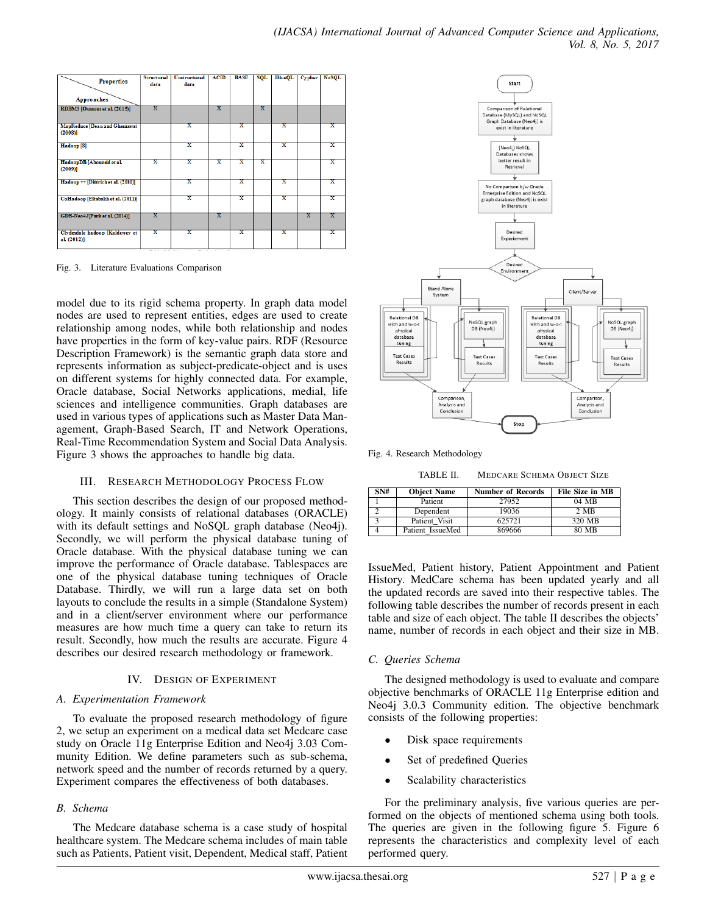| Properties / Approaches | Structured data | Unstructured data | ACID | BASE | SQL | HiveQL | Cypher | NoSQL |
|---|---|---|---|---|---|---|---|---|
| RDBMS [Oussous et al. (2015)] | X | | X | | X | | | |
| MapReduce [Dean and Ghemawat (2008)] | | X | | X | | X | | X |
| Hadoop [8] | | X | | X | | X | | X |
| HadoopDB [Abouzaid et al. (2009)] | X | X | X | X | X | | | X |
| Hadoop ++ [Dittrich et al. (2010)] | | X | | X | | X | | X |
| CoHadoop [Eltabakh et al. (2011)] | | X | | X | | X | | X |
| GDB-Neo4J [Park et al. (2014)] | X | | X | | | | X | X |
| Clydesdale hadoop [Kaldewey et al. (2012)] | X | X | | X | | X | | X |

Fig. 3. Literature Evaluations Comparison

model due to its rigid schema property. In graph data model nodes are used to represent entities, edges are used to create relationship among nodes, while both relationship and nodes have properties in the form of key-value pairs. RDF (Resource Description Framework) is the semantic graph data store and represents information as subject-predicate-object and is uses on different systems for highly connected data. For example, Oracle database, Social Networks applications, medial, life sciences and intelligence communities. Graph databases are used in various types of applications such as Master Data Management, Graph-Based Search, IT and Network Operations, Real-Time Recommendation System and Social Data Analysis. Figure 3 shows the approaches to handle big data.

## III. Research Methodology Process Flow

This section describes the design of our proposed methodology. It mainly consists of relational databases (ORACLE) with its default settings and NoSQL graph database (Neo4j). Secondly, we will perform the physical database tuning of Oracle database. With the physical database tuning we can improve the performance of Oracle database. Tablespaces are one of the physical database tuning techniques of Oracle Database. Thirdly, we will run a large data set on both layouts to conclude the results in a simple (Standalone System) and in a client/server environment where our performance measures are how much time a query can take to return its result. Secondly, how much the results are accurate. Figure 4 describes our desired research methodology or framework.

## IV. Design of Experiment

### A. Experimentation Framework

To evaluate the proposed research methodology of figure 2, we setup an experiment on a medical data set Medcare case study on Oracle 11g Enterprise Edition and Neo4j 3.03 Community Edition. We define parameters such as sub-schema, network speed and the number of records returned by a query. Experiment compares the effectiveness of both databases.

### B. Schema

The Medcare database schema is a case study of hospital healthcare system. The Medcare schema includes of main table such as Patients, Patient visit, Dependent, Medical staff, Patient IssueMed, Patient history, Patient Appointment and Patient History. MedCare schema has been updated yearly and all the updated records are saved into their respective tables. The following table describes the number of records present in each table and size of each object. The table II describes the objects' name, number of records in each object and their size in MB.

Fig. 4. Research Methodology

TABLE II. Medcare Schema Object Size

| SN# | Object Name | Number of Records | File Size in MB |
|---|---|---|---|
| 1 | Patient | 27952 | 04 MB |
| 2 | Dependent | 19036 | 2 MB |
| 3 | Patient_Visit | 625721 | 320 MB |
| 4 | Patient_IssueMed | 869666 | 80 MB |

### C. Queries Schema

The designed methodology is used to evaluate and compare objective benchmarks of ORACLE 11g Enterprise edition and Neo4j 3.0.3 Community edition. The objective benchmark consists of the following properties:

- Disk space requirements
- Set of predefined Queries
- Scalability characteristics

For the preliminary analysis, five various queries are performed on the objects of mentioned schema using both tools. The queries are given in the following figure 5. Figure 6 represents the characteristics and complexity level of each performed query.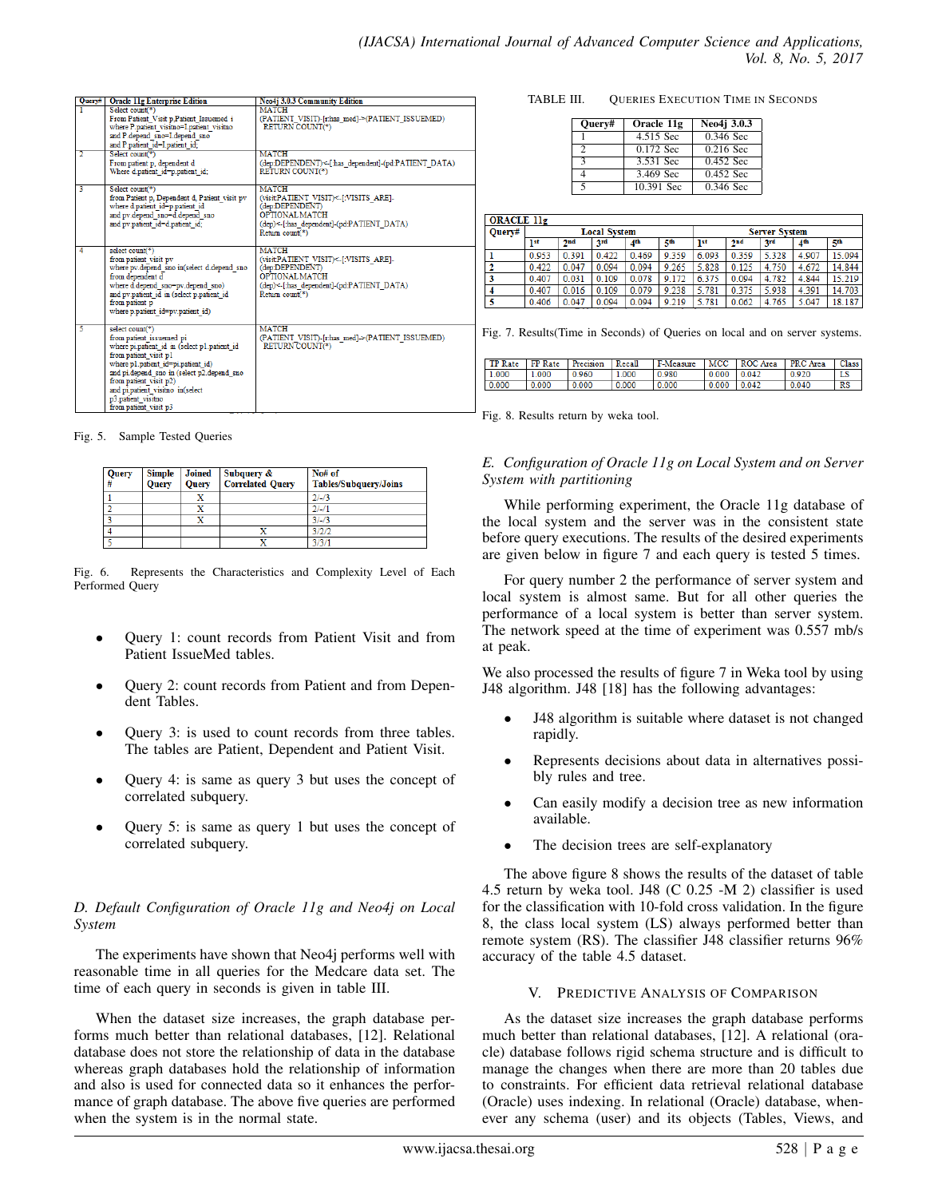| Query# | Oracle 11g Enterprise Edition | Neo4j 3.0.3 Community Edition |
|---|---|---|
| 1 | Select count(*) From Patient_Visit p,Patient_Issuemed i where P.patient_visitno=I.patient_visitno and P.depend_sno=I.depend_sno and P.patient_id=I.patient_id; | MATCH (PATIENT_VISIT)-[r:has_med]->(PATIENT_ISSUEMED) RETURN COUNT(*) |
| 2 | Select count(*) From patient p, dependent d Where d.patient_id=p.patient_id; | MATCH (dep:DEPENDENT)<-[:has_dependent]-(pd:PATIENT_DATA) RETURN COUNT(*) |
| 3 | Select count(*) from Patient p, Dependent d, Patient_visit pv where d.patient_id=p.patient_id and pv.depend_sno=d.depend_sno and pv.patient_id=d.patient_id; | MATCH (visit:PATIENT_VISIT)<-[:VISITS_ARE]-(dep:DEPENDENT) OPTIONAL MATCH (dep)<-[:has_dependent]-(pd:PATIENT_DATA) Return count(*) |
| 4 | select count(*) from patient_visit pv where pv.depend_sno in(select d.depend_sno from dependent d where d.depend_sno=pv.depend_sno) and pv.patient_id in (select p.patient_id from patient p where p.patient_id=pv.patient_id) | MATCH (visit:PATIENT_VISIT)<-[:VISITS_ARE]-(dep:DEPENDENT) OPTIONAL MATCH (dep)<-[:has_dependent]-(pd:PATIENT_DATA) Return count(*) |
| 5 | select count(*) from patient_issuemed pi where pi.patient_id in (select p1.patient_id from patient_visit p1 where p1.patient_id=pi.patient_id) and pi.depend_sno in (select p2.depend_sno from patient_visit p2) and pi.patient_visitno in(select p3.patient_visitno from patient_visit p3 | MATCH (PATIENT_VISIT)-[r:has_med]->(PATIENT_ISSUEMED) RETURN COUNT(*) |

Fig. 5. Sample Tested Queries

| Query # | Simple Query | Joined Query | Subquery & Correlated Query | No# of Tables/Subquery/Joins |
|---|---|---|---|---|
| 1 | | X | | 2/–/3 |
| 2 | | X | | 2/–/1 |
| 3 | | X | | 3/–/3 |
| 4 | | | X | 3/2/2 |
| 5 | | | X | 3/3/1 |

Fig. 6. Represents the Characteristics and Complexity Level of Each Performed Query

- Query 1: count records from Patient Visit and from Patient IssueMed tables.
- Query 2: count records from Patient and from Dependent Tables.
- Query 3: is used to count records from three tables. The tables are Patient, Dependent and Patient Visit.
- Query 4: is same as query 3 but uses the concept of correlated subquery.
- Query 5: is same as query 1 but uses the concept of correlated subquery.

### *D. Default Configuration of Oracle 11g and Neo4j on Local System*

The experiments have shown that Neo4j performs well with reasonable time in all queries for the Medcare data set. The time of each query in seconds is given in table III.

When the dataset size increases, the graph database performs much better than relational databases, [12]. Relational database does not store the relationship of data in the database whereas graph databases hold the relationship of information and also is used for connected data so it enhances the performance of graph database. The above five queries are performed when the system is in the normal state.

TABLE III. Queries Execution Time in Seconds

| Query# | Oracle 11g | Neo4j 3.0.3 |
|---|---|---|
| 1 | 4.515 Sec | 0.346 Sec |
| 2 | 0.172 Sec | 0.216 Sec |
| 3 | 3.531 Sec | 0.452 Sec |
| 4 | 3.469 Sec | 0.452 Sec |
| 5 | 10.391 Sec | 0.346 Sec |

| ORACLE 11g | | | | | | | | | | |
|---|---|---|---|---|---|---|---|---|---|---|
| Query# | Local System | | | | | Server System | | | | |
| | 1st | 2nd | 3rd | 4th | 5th | 1st | 2nd | 3rd | 4th | 5th |
| 1 | 0.953 | 0.391 | 0.422 | 0.469 | 9.359 | 6.093 | 0.359 | 5.328 | 4.907 | 15.094 |
| 2 | 0.422 | 0.047 | 0.094 | 0.094 | 9.265 | 5.828 | 0.125 | 4.750 | 4.672 | 14.844 |
| 3 | 0.407 | 0.031 | 0.109 | 0.078 | 9.172 | 6.375 | 0.094 | 4.782 | 4.844 | 15.219 |
| 4 | 0.407 | 0.016 | 0.109 | 0.079 | 9.238 | 5.781 | 0.375 | 5.938 | 4.391 | 14.703 |
| 5 | 0.406 | 0.047 | 0.094 | 0.094 | 9.219 | 5.781 | 0.062 | 4.765 | 5.047 | 18.187 |

Fig. 7. Results(Time in Seconds) of Queries on local and on server systems.

| TP Rate | FP Rate | Precision | Recall | F-Measure | MCC | ROC Area | PRC Area | Class |
|---|---|---|---|---|---|---|---|---|
| 1.000 | 1.000 | 0.960 | 1.000 | 0.980 | 0.000 | 0.042 | 0.920 | LS |
| 0.000 | 0.000 | 0.000 | 0.000 | 0.000 | 0.000 | 0.042 | 0.040 | RS |

Fig. 8. Results return by weka tool.

### *E. Configuration of Oracle 11g on Local System and on Server System with partitioning*

While performing experiment, the Oracle 11g database of the local system and the server was in the consistent state before query executions. The results of the desired experiments are given below in figure 7 and each query is tested 5 times.

For query number 2 the performance of server system and local system is almost same. But for all other queries the performance of a local system is better than server system. The network speed at the time of experiment was 0.557 mb/s at peak.

We also processed the results of figure 7 in Weka tool by using J48 algorithm. J48 [18] has the following advantages:

- J48 algorithm is suitable where dataset is not changed rapidly.
- Represents decisions about data in alternatives possibly rules and tree.
- Can easily modify a decision tree as new information available.
- The decision trees are self-explanatory

The above figure 8 shows the results of the dataset of table 4.5 return by weka tool. J48 (C 0.25 -M 2) classifier is used for the classification with 10-fold cross validation. In the figure 8, the class local system (LS) always performed better than remote system (RS). The classifier J48 classifier returns 96% accuracy of the table 4.5 dataset.

## V. Predictive Analysis of Comparison

As the dataset size increases the graph database performs much better than relational databases, [12]. A relational (oracle) database follows rigid schema structure and is difficult to manage the changes when there are more than 20 tables due to constraints. For efficient data retrieval relational database (Oracle) uses indexing. In relational (Oracle) database, whenever any schema (user) and its objects (Tables, Views, and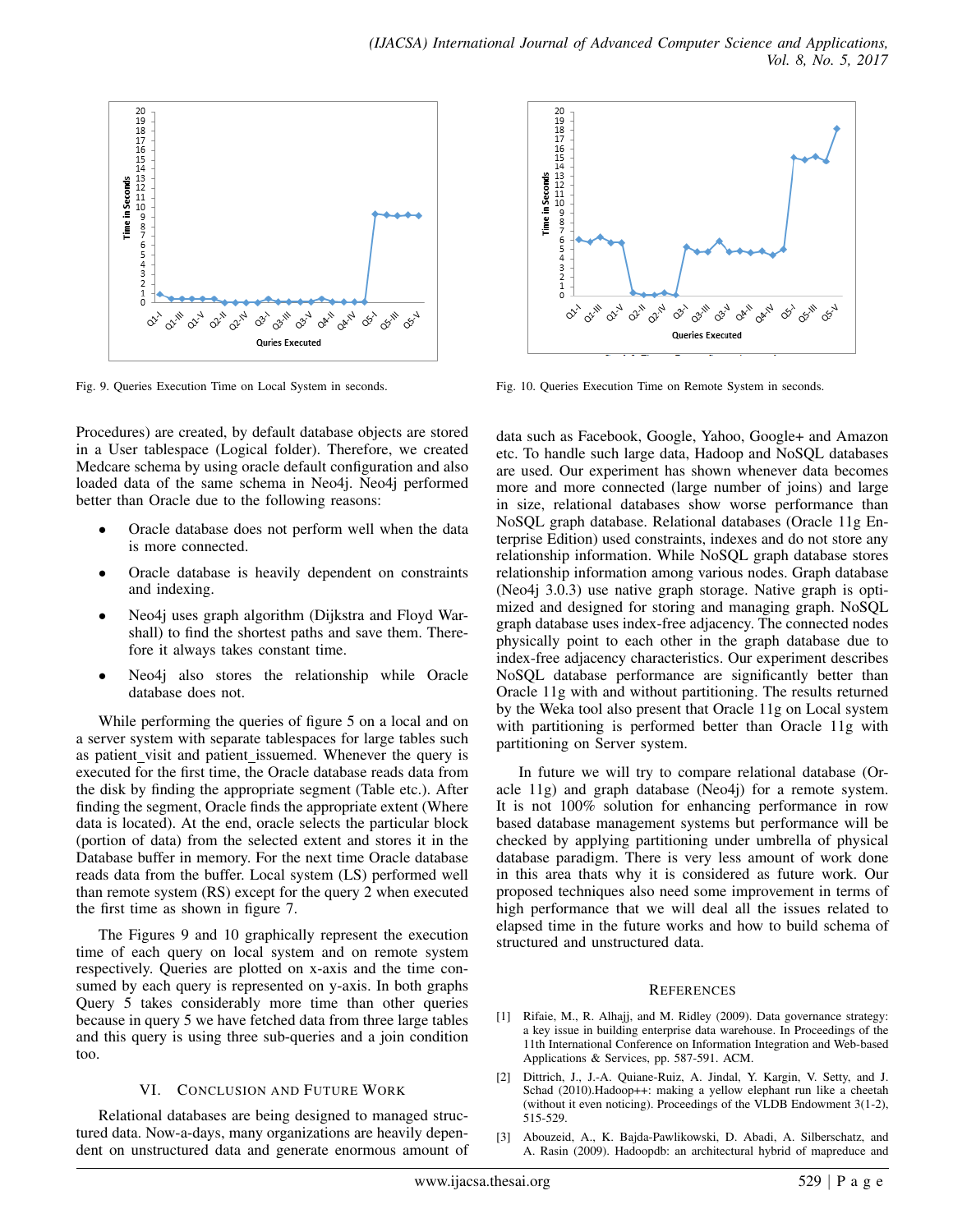Fig. 9. Queries Execution Time on Local System in seconds.

Fig. 10. Queries Execution Time on Remote System in seconds.

Procedures) are created, by default database objects are stored in a User tablespace (Logical folder). Therefore, we created Medcare schema by using oracle default configuration and also loaded data of the same schema in Neo4j. Neo4j performed better than Oracle due to the following reasons:

- Oracle database does not perform well when the data is more connected.
- Oracle database is heavily dependent on constraints and indexing.
- Neo4j uses graph algorithm (Dijkstra and Floyd Warshall) to find the shortest paths and save them. Therefore it always takes constant time.
- Neo4j also stores the relationship while Oracle database does not.

While performing the queries of figure 5 on a local and on a server system with separate tablespaces for large tables such as patient_visit and patient_issuemed. Whenever the query is executed for the first time, the Oracle database reads data from the disk by finding the appropriate segment (Table etc.). After finding the segment, Oracle finds the appropriate extent (Where data is located). At the end, oracle selects the particular block (portion of data) from the selected extent and stores it in the Database buffer in memory. For the next time Oracle database reads data from the buffer. Local system (LS) performed well than remote system (RS) except for the query 2 when executed the first time as shown in figure 7.

The Figures 9 and 10 graphically represent the execution time of each query on local system and on remote system respectively. Queries are plotted on x-axis and the time consumed by each query is represented on y-axis. In both graphs Query 5 takes considerably more time than other queries because in query 5 we have fetched data from three large tables and this query is using three sub-queries and a join condition too.

## VI. Conclusion and Future Work

Relational databases are being designed to managed structured data. Now-a-days, many organizations are heavily dependent on unstructured data and generate enormous amount of data such as Facebook, Google, Yahoo, Google+ and Amazon etc. To handle such large data, Hadoop and NoSQL databases are used. Our experiment has shown whenever data becomes more and more connected (large number of joins) and large in size, relational databases show worse performance than NoSQL graph database. Relational databases (Oracle 11g Enterprise Edition) used constraints, indexes and do not store any relationship information. While NoSQL graph database stores relationship information among various nodes. Graph database (Neo4j 3.0.3) use native graph storage. Native graph is optimized and designed for storing and managing graph. NoSQL graph database uses index-free adjacency. The connected nodes physically point to each other in the graph database due to index-free adjacency characteristics. Our experiment describes NoSQL database performance are significantly better than Oracle 11g with and without partitioning. The results returned by the Weka tool also present that Oracle 11g on Local system with partitioning is performed better than Oracle 11g with partitioning on Server system.

In future we will try to compare relational database (Oracle 11g) and graph database (Neo4j) for a remote system. It is not 100% solution for enhancing performance in row based database management systems but performance will be checked by applying partitioning under umbrella of physical database paradigm. There is very less amount of work done in this area thats why it is considered as future work. Our proposed techniques also need some improvement in terms of high performance that we will deal all the issues related to elapsed time in the future works and how to build schema of structured and unstructured data.

## References

[1] Rifaie, M., R. Alhajj, and M. Ridley (2009). Data governance strategy: a key issue in building enterprise data warehouse. In Proceedings of the 11th International Conference on Information Integration and Web-based Applications & Services, pp. 587-591. ACM.

[2] Dittrich, J., J.-A. Quiane-Ruiz, A. Jindal, Y. Kargin, V. Setty, and J. Schad (2010).Hadoop++: making a yellow elephant run like a cheetah (without it even noticing). Proceedings of the VLDB Endowment 3(1-2), 515-529.

[3] Abouzeid, A., K. Bajda-Pawlikowski, D. Abadi, A. Silberschatz, and A. Rasin (2009). Hadoopdb: an architectural hybrid of mapreduce and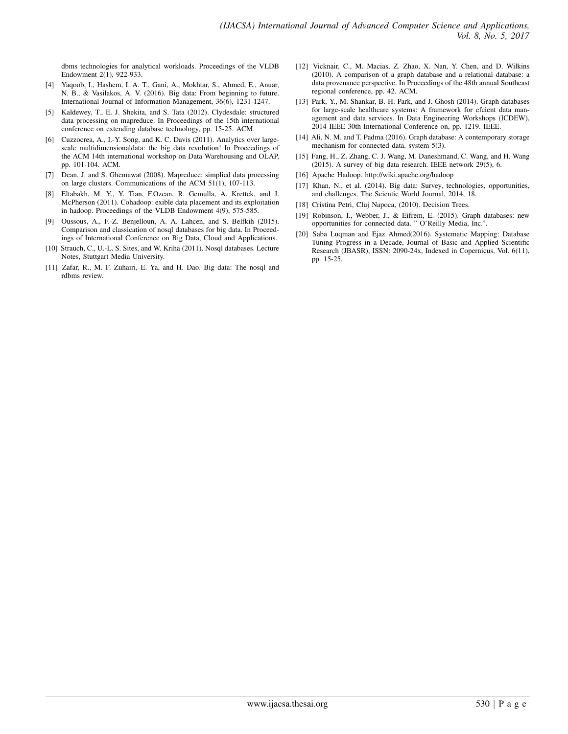dbms technologies for analytical workloads. Proceedings of the VLDB Endowment 2(1), 922-933.

[4] Yaqoob, I., Hashem, I. A. T., Gani, A., Mokhtar, S., Ahmed, E., Anuar, N. B., & Vasilakos, A. V. (2016). Big data: From beginning to future. International Journal of Information Management, 36(6), 1231-1247.

[5] Kaldewey, T., E. J. Shekita, and S. Tata (2012). Clydesdale: structured data processing on mapreduce. In Proceedings of the 15th international conference on extending database technology, pp. 15-25. ACM.

[6] Cuzzocrea, A., I.-Y. Song, and K. C. Davis (2011). Analytics over large-scale multidimensionaldata: the big data revolution! In Proceedings of the ACM 14th international workshop on Data Warehousing and OLAP, pp. 101-104. ACM.

[7] Dean, J. and S. Ghemawat (2008). Mapreduce: simplied data processing on large clusters. Communications of the ACM 51(1), 107-113.

[8] Eltabakh, M. Y., Y. Tian, F.Ozcan, R. Gemulla, A. Krettek, and J. McPherson (2011). Cohadoop: exible data placement and its exploitation in hadoop. Proceedings of the VLDB Endowment 4(9), 575-585.

[9] Oussous, A., F.-Z. Benjelloun, A. A. Lahcen, and S. Belfkih (2015). Comparison and classication of nosql databases for big data. In Proceedings of International Conference on Big Data, Cloud and Applications.

[10] Strauch, C., U.-L. S. Sites, and W. Kriha (2011). Nosql databases. Lecture Notes, Stuttgart Media University.

[11] Zafar, R., M. F. Zuhairi, E. Ya, and H. Dao. Big data: The nosql and rdbms review.

[12] Vicknair, C., M. Macias, Z. Zhao, X. Nan, Y. Chen, and D. Wilkins (2010). A comparison of a graph database and a relational database: a data provenance perspective. In Proceedings of the 48th annual Southeast regional conference, pp. 42. ACM.

[13] Park, Y., M. Shankar, B.-H. Park, and J. Ghosh (2014). Graph databases for large-scale healthcare systems: A framework for efcient data management and data services. In Data Engineering Workshops (ICDEW), 2014 IEEE 30th International Conference on, pp. 1219. IEEE.

[14] Ali, N. M. and T. Padma (2016). Graph database: A contemporary storage mechanism for connected data. system 5(3).

[15] Fang, H., Z. Zhang, C. J. Wang, M. Daneshmand, C. Wang, and H. Wang (2015). A survey of big data research. IEEE network 29(5), 6.

[16] Apache Hadoop. http://wiki.apache.org/hadoop

[17] Khan, N., et al. (2014). Big data: Survey, technologies, opportunities, and challenges. The Scientic World Journal, 2014, 18.

[18] Cristina Petri, Cluj Napoca, (2010). Decision Trees.

[19] Robinson, I., Webber, J., & Eifrem, E. (2015). Graph databases: new opportunities for connected data. " O'Reilly Media, Inc.".

[20] Saba Luqman and Ejaz Ahmed(2016). Systematic Mapping: Database Tuning Progress in a Decade, Journal of Basic and Applied Scientific Research (JBASR), ISSN: 2090-24x, Indexed in Copernicus, Vol. 6(11), pp. 15-25.